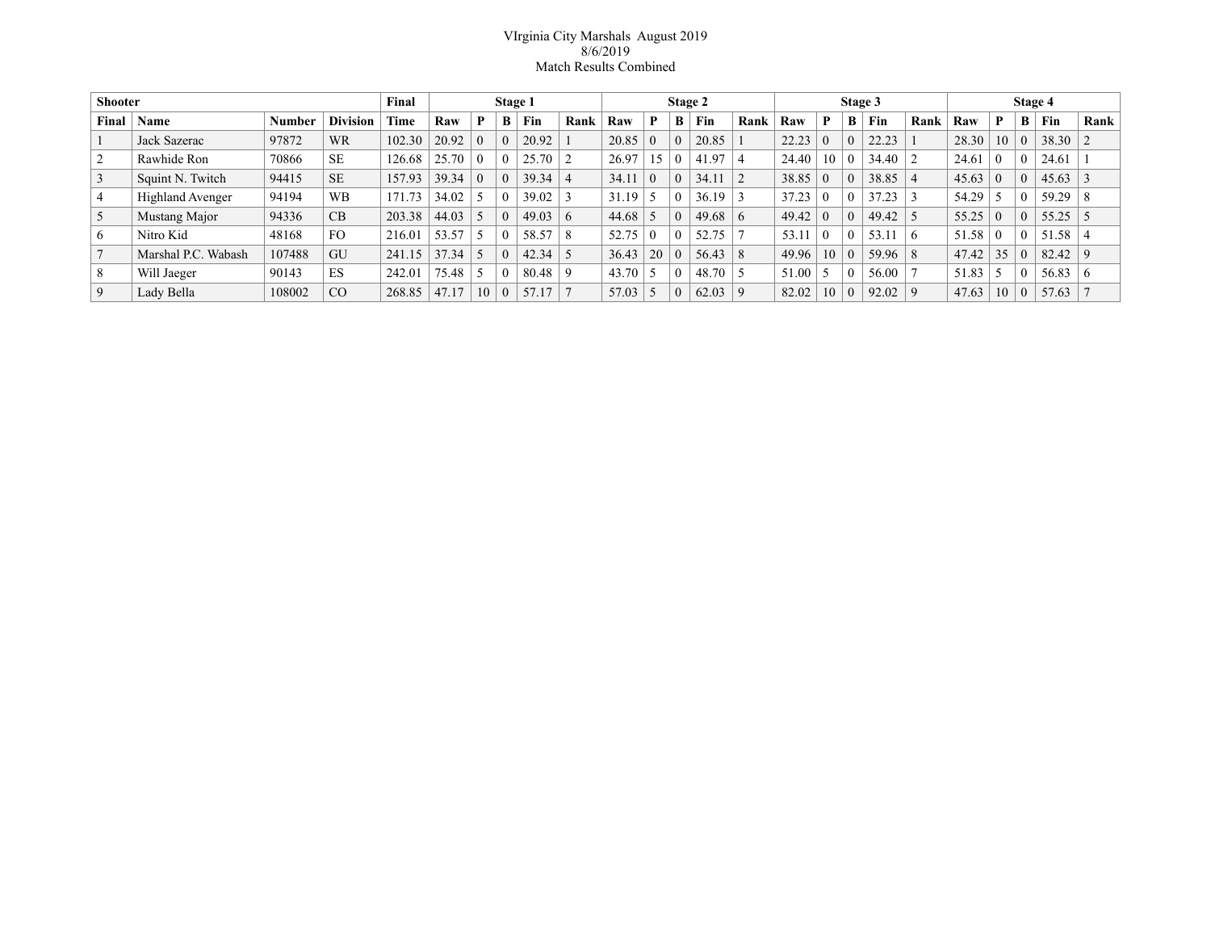VIrginia City Marshals August 2019
8/6/2019
Match Results Combined

| Shooter | | | | Final | Stage 1 | | | | | Stage 2 | | | | | Stage 3 | | | | | Stage 4 | | | | |
|---|---|---|---|---|---|---|---|---|---|---|---|---|---|---|---|---|---|---|---|---|---|---|---|---|
| Final | Name | Number | Division | Time | Raw | P | B | Fin | Rank | Raw | P | B | Fin | Rank | Raw | P | B | Fin | Rank | Raw | P | B | Fin | Rank |
| 1 | Jack Sazerac | 97872 | WR | 102.30 | 20.92 | 0 | 0 | 20.92 | 1 | 20.85 | 0 | 0 | 20.85 | 1 | 22.23 | 0 | 0 | 22.23 | 1 | 28.30 | 10 | 0 | 38.30 | 2 |
| 2 | Rawhide Ron | 70866 | SE | 126.68 | 25.70 | 0 | 0 | 25.70 | 2 | 26.97 | 15 | 0 | 41.97 | 4 | 24.40 | 10 | 0 | 34.40 | 2 | 24.61 | 0 | 0 | 24.61 | 1 |
| 3 | Squint N. Twitch | 94415 | SE | 157.93 | 39.34 | 0 | 0 | 39.34 | 4 | 34.11 | 0 | 0 | 34.11 | 2 | 38.85 | 0 | 0 | 38.85 | 4 | 45.63 | 0 | 0 | 45.63 | 3 |
| 4 | Highland Avenger | 94194 | WB | 171.73 | 34.02 | 5 | 0 | 39.02 | 3 | 31.19 | 5 | 0 | 36.19 | 3 | 37.23 | 0 | 0 | 37.23 | 3 | 54.29 | 5 | 0 | 59.29 | 8 |
| 5 | Mustang Major | 94336 | CB | 203.38 | 44.03 | 5 | 0 | 49.03 | 6 | 44.68 | 5 | 0 | 49.68 | 6 | 49.42 | 0 | 0 | 49.42 | 5 | 55.25 | 0 | 0 | 55.25 | 5 |
| 6 | Nitro Kid | 48168 | FO | 216.01 | 53.57 | 5 | 0 | 58.57 | 8 | 52.75 | 0 | 0 | 52.75 | 7 | 53.11 | 0 | 0 | 53.11 | 6 | 51.58 | 0 | 0 | 51.58 | 4 |
| 7 | Marshal P.C. Wabash | 107488 | GU | 241.15 | 37.34 | 5 | 0 | 42.34 | 5 | 36.43 | 20 | 0 | 56.43 | 8 | 49.96 | 10 | 0 | 59.96 | 8 | 47.42 | 35 | 0 | 82.42 | 9 |
| 8 | Will Jaeger | 90143 | ES | 242.01 | 75.48 | 5 | 0 | 80.48 | 9 | 43.70 | 5 | 0 | 48.70 | 5 | 51.00 | 5 | 0 | 56.00 | 7 | 51.83 | 5 | 0 | 56.83 | 6 |
| 9 | Lady Bella | 108002 | CO | 268.85 | 47.17 | 10 | 0 | 57.17 | 7 | 57.03 | 5 | 0 | 62.03 | 9 | 82.02 | 10 | 0 | 92.02 | 9 | 47.63 | 10 | 0 | 57.63 | 7 |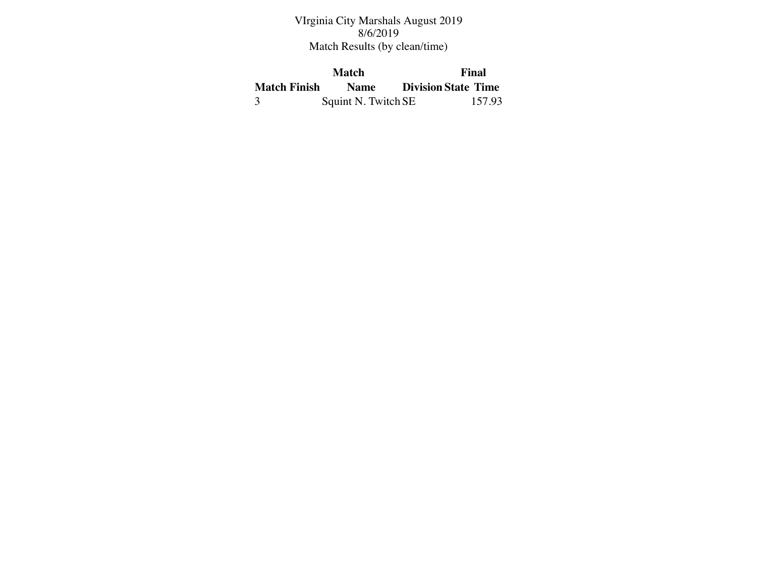VIrginia City Marshals August 2019
8/6/2019
Match Results (by clean/time)

| Match Finish | Match Name | Division | State | Final Time |
|---|---|---|---|---|
| 3 | Squint N. Twitch | SE | | 157.93 |